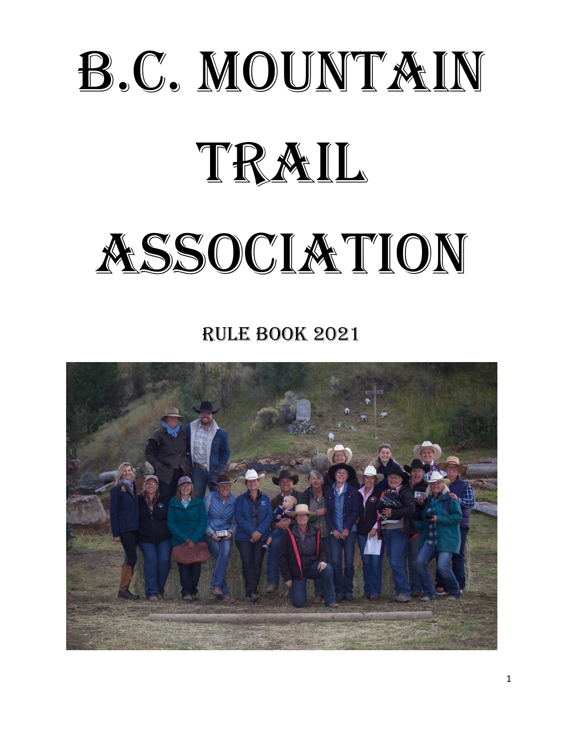# B.C. Mountain Trail Association

## Rule Book 2021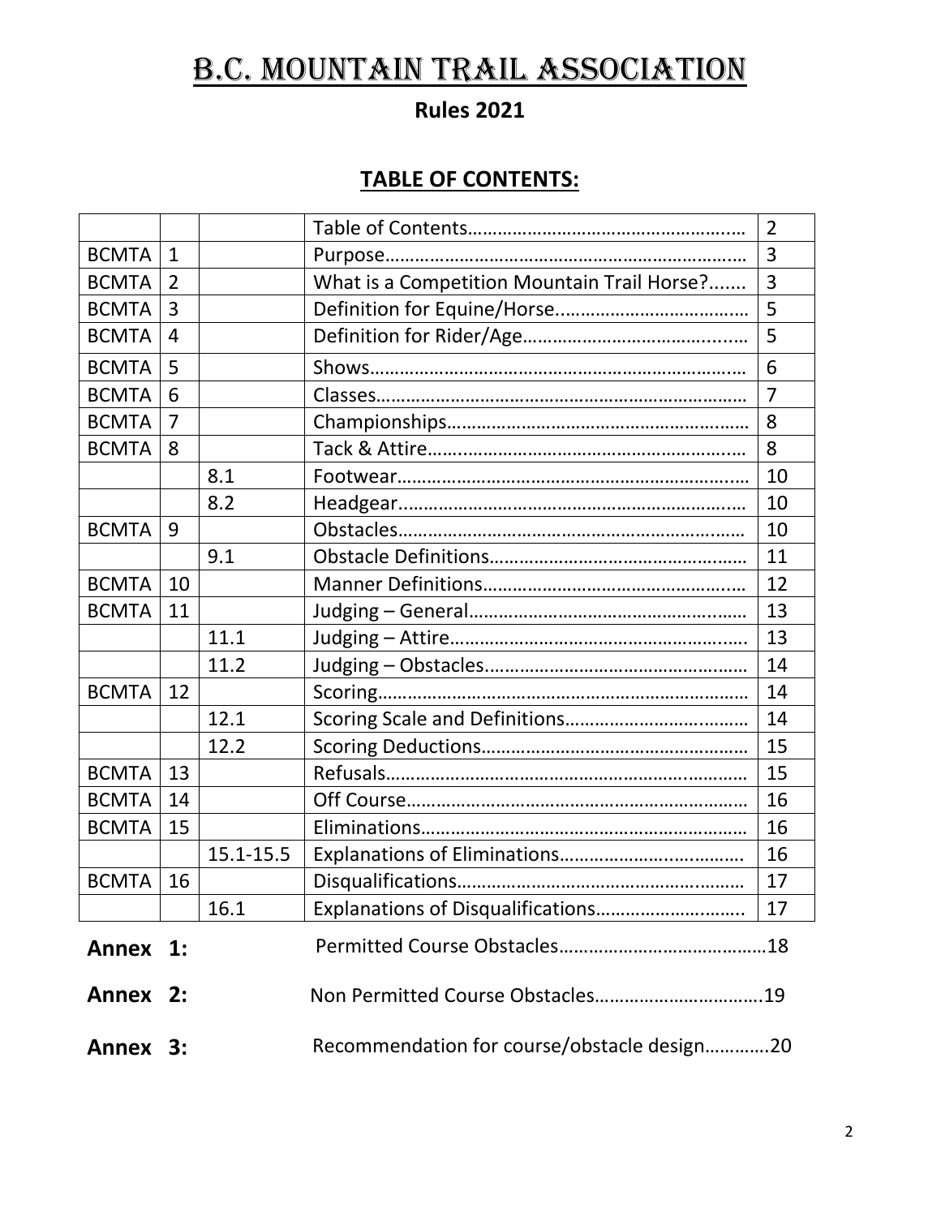# B.C. MOUNTAIN TRAIL ASSOCIATION

## Rules 2021

## TABLE OF CONTENTS:

| | | | | |
|---|---|---|---|---|
| | | | Table of Contents………………………………………….… | 2 |
| BCMTA | 1 | | Purpose……………………………………………………….… | 3 |
| BCMTA | 2 | | What is a Competition Mountain Trail Horse?....... | 3 |
| BCMTA | 3 | | Definition for Equine/Horse……………………………… | 5 |
| BCMTA | 4 | | Definition for Rider/Age………………………………..….. | 5 |
| BCMTA | 5 | | Shows…………………………………………………………….… | 6 |
| BCMTA | 6 | | Classes…………………………………………………………… | 7 |
| BCMTA | 7 | | Championships……………………………………………… | 8 |
| BCMTA | 8 | | Tack & Attire………………………………………………….… | 8 |
| | | 8.1 | Footwear…………………………………………………….…. | 10 |
| | | 8.2 | Headgear…………………………………………………….… | 10 |
| BCMTA | 9 | | Obstacles……………………………………………………… | 10 |
| | | 9.1 | Obstacle Definitions…………………………………………… | 11 |
| BCMTA | 10 | | Manner Definitions……………………………………….…. | 12 |
| BCMTA | 11 | | Judging – General…………………………………………… | 13 |
| | | 11.1 | Judging – Attire………………………………………………….. | 13 |
| | | 11.2 | Judging – Obstacles……………………………………….…… | 14 |
| BCMTA | 12 | | Scoring………………………………………………………… | 14 |
| | | 12.1 | Scoring Scale and Definitions………………………….……… | 14 |
| | | 12.2 | Scoring Deductions……………………………………………… | 15 |
| BCMTA | 13 | | Refusals……………………………………………………… | 15 |
| BCMTA | 14 | | Off Course…………………………………………………… | 16 |
| BCMTA | 15 | | Eliminations………………………………………………… | 16 |
| | | 15.1-15.5 | Explanations of Eliminations……………………..………… | 16 |
| BCMTA | 16 | | Disqualifications…………………………………………..…… | 17 |
| | | 16.1 | Explanations of Disqualifications……………………….. | 17 |

**Annex 1:** Permitted Course Obstacles……………………………………18

**Annex 2:** Non Permitted Course Obstacles…………………………….19

**Annex 3:** Recommendation for course/obstacle design…………20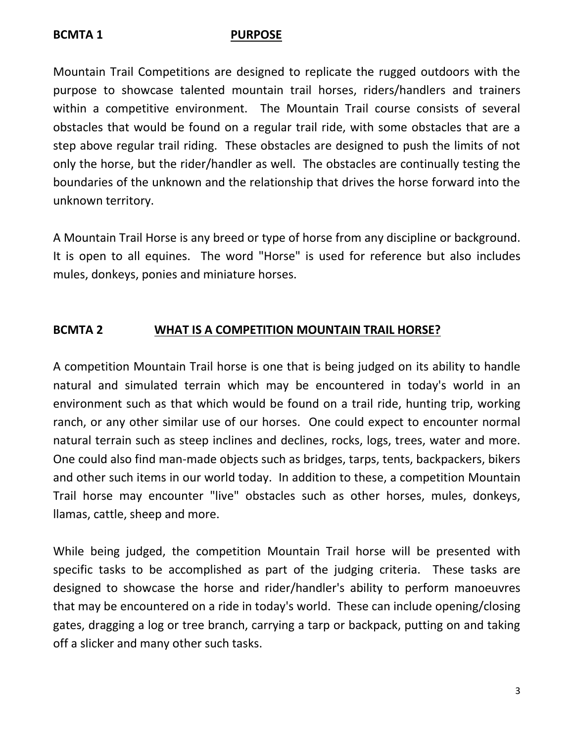## BCMTA 1 PURPOSE

Mountain Trail Competitions are designed to replicate the rugged outdoors with the purpose to showcase talented mountain trail horses, riders/handlers and trainers within a competitive environment. The Mountain Trail course consists of several obstacles that would be found on a regular trail ride, with some obstacles that are a step above regular trail riding. These obstacles are designed to push the limits of not only the horse, but the rider/handler as well. The obstacles are continually testing the boundaries of the unknown and the relationship that drives the horse forward into the unknown territory.

A Mountain Trail Horse is any breed or type of horse from any discipline or background. It is open to all equines. The word "Horse" is used for reference but also includes mules, donkeys, ponies and miniature horses.

## BCMTA 2 WHAT IS A COMPETITION MOUNTAIN TRAIL HORSE?

A competition Mountain Trail horse is one that is being judged on its ability to handle natural and simulated terrain which may be encountered in today's world in an environment such as that which would be found on a trail ride, hunting trip, working ranch, or any other similar use of our horses. One could expect to encounter normal natural terrain such as steep inclines and declines, rocks, logs, trees, water and more. One could also find man-made objects such as bridges, tarps, tents, backpackers, bikers and other such items in our world today. In addition to these, a competition Mountain Trail horse may encounter "live" obstacles such as other horses, mules, donkeys, llamas, cattle, sheep and more.

While being judged, the competition Mountain Trail horse will be presented with specific tasks to be accomplished as part of the judging criteria. These tasks are designed to showcase the horse and rider/handler's ability to perform manoeuvres that may be encountered on a ride in today's world. These can include opening/closing gates, dragging a log or tree branch, carrying a tarp or backpack, putting on and taking off a slicker and many other such tasks.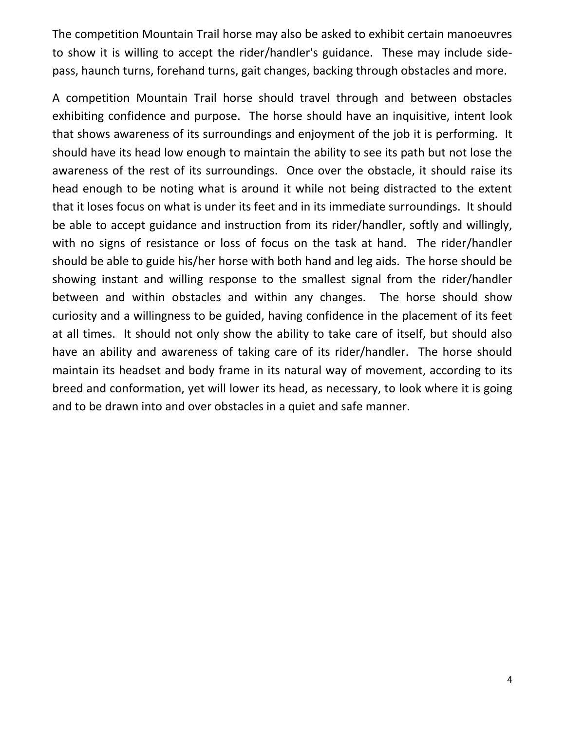The competition Mountain Trail horse may also be asked to exhibit certain manoeuvres to show it is willing to accept the rider/handler's guidance. These may include side-pass, haunch turns, forehand turns, gait changes, backing through obstacles and more.

A competition Mountain Trail horse should travel through and between obstacles exhibiting confidence and purpose. The horse should have an inquisitive, intent look that shows awareness of its surroundings and enjoyment of the job it is performing. It should have its head low enough to maintain the ability to see its path but not lose the awareness of the rest of its surroundings. Once over the obstacle, it should raise its head enough to be noting what is around it while not being distracted to the extent that it loses focus on what is under its feet and in its immediate surroundings. It should be able to accept guidance and instruction from its rider/handler, softly and willingly, with no signs of resistance or loss of focus on the task at hand. The rider/handler should be able to guide his/her horse with both hand and leg aids. The horse should be showing instant and willing response to the smallest signal from the rider/handler between and within obstacles and within any changes. The horse should show curiosity and a willingness to be guided, having confidence in the placement of its feet at all times. It should not only show the ability to take care of itself, but should also have an ability and awareness of taking care of its rider/handler. The horse should maintain its headset and body frame in its natural way of movement, according to its breed and conformation, yet will lower its head, as necessary, to look where it is going and to be drawn into and over obstacles in a quiet and safe manner.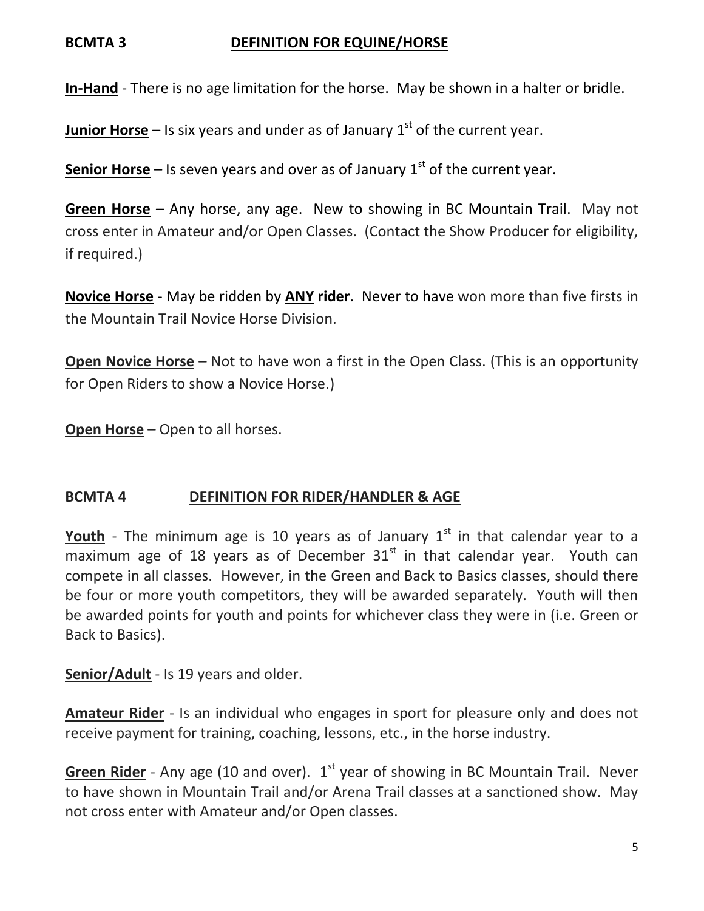## BCMTA 3 DEFINITION FOR EQUINE/HORSE

**In-Hand** - There is no age limitation for the horse. May be shown in a halter or bridle.

**Junior Horse** – Is six years and under as of January 1st of the current year.

**Senior Horse** – Is seven years and over as of January 1st of the current year.

**Green Horse** – Any horse, any age. New to showing in BC Mountain Trail. May not cross enter in Amateur and/or Open Classes. (Contact the Show Producer for eligibility, if required.)

**Novice Horse** - May be ridden by **ANY rider**. Never to have won more than five firsts in the Mountain Trail Novice Horse Division.

**Open Novice Horse** – Not to have won a first in the Open Class. (This is an opportunity for Open Riders to show a Novice Horse.)

**Open Horse** – Open to all horses.

## BCMTA 4 DEFINITION FOR RIDER/HANDLER & AGE

**Youth** - The minimum age is 10 years as of January 1st in that calendar year to a maximum age of 18 years as of December 31st in that calendar year. Youth can compete in all classes. However, in the Green and Back to Basics classes, should there be four or more youth competitors, they will be awarded separately. Youth will then be awarded points for youth and points for whichever class they were in (i.e. Green or Back to Basics).

**Senior/Adult** - Is 19 years and older.

**Amateur Rider** - Is an individual who engages in sport for pleasure only and does not receive payment for training, coaching, lessons, etc., in the horse industry.

**Green Rider** - Any age (10 and over). 1st year of showing in BC Mountain Trail. Never to have shown in Mountain Trail and/or Arena Trail classes at a sanctioned show. May not cross enter with Amateur and/or Open classes.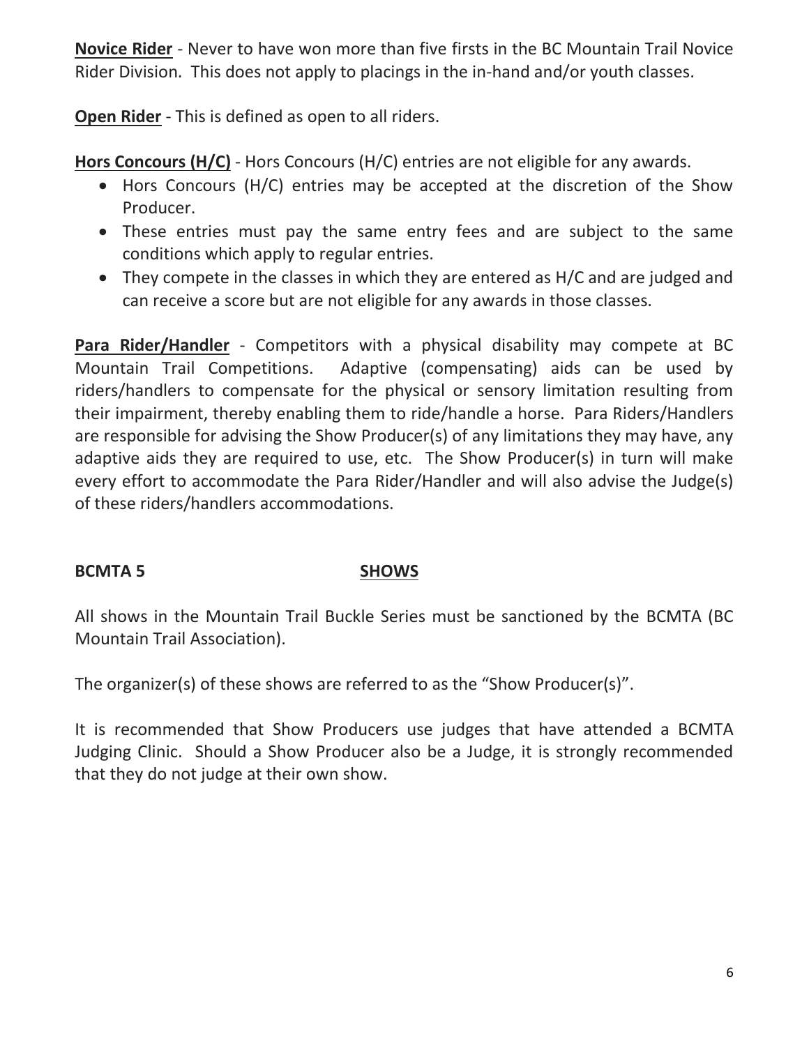**Novice Rider** - Never to have won more than five firsts in the BC Mountain Trail Novice Rider Division. This does not apply to placings in the in-hand and/or youth classes.

**Open Rider** - This is defined as open to all riders.

**Hors Concours (H/C)** - Hors Concours (H/C) entries are not eligible for any awards.

- Hors Concours (H/C) entries may be accepted at the discretion of the Show Producer.
- These entries must pay the same entry fees and are subject to the same conditions which apply to regular entries.
- They compete in the classes in which they are entered as H/C and are judged and can receive a score but are not eligible for any awards in those classes.

**Para Rider/Handler** - Competitors with a physical disability may compete at BC Mountain Trail Competitions. Adaptive (compensating) aids can be used by riders/handlers to compensate for the physical or sensory limitation resulting from their impairment, thereby enabling them to ride/handle a horse. Para Riders/Handlers are responsible for advising the Show Producer(s) of any limitations they may have, any adaptive aids they are required to use, etc. The Show Producer(s) in turn will make every effort to accommodate the Para Rider/Handler and will also advise the Judge(s) of these riders/handlers accommodations.

## BCMTA 5 SHOWS

All shows in the Mountain Trail Buckle Series must be sanctioned by the BCMTA (BC Mountain Trail Association).

The organizer(s) of these shows are referred to as the "Show Producer(s)".

It is recommended that Show Producers use judges that have attended a BCMTA Judging Clinic. Should a Show Producer also be a Judge, it is strongly recommended that they do not judge at their own show.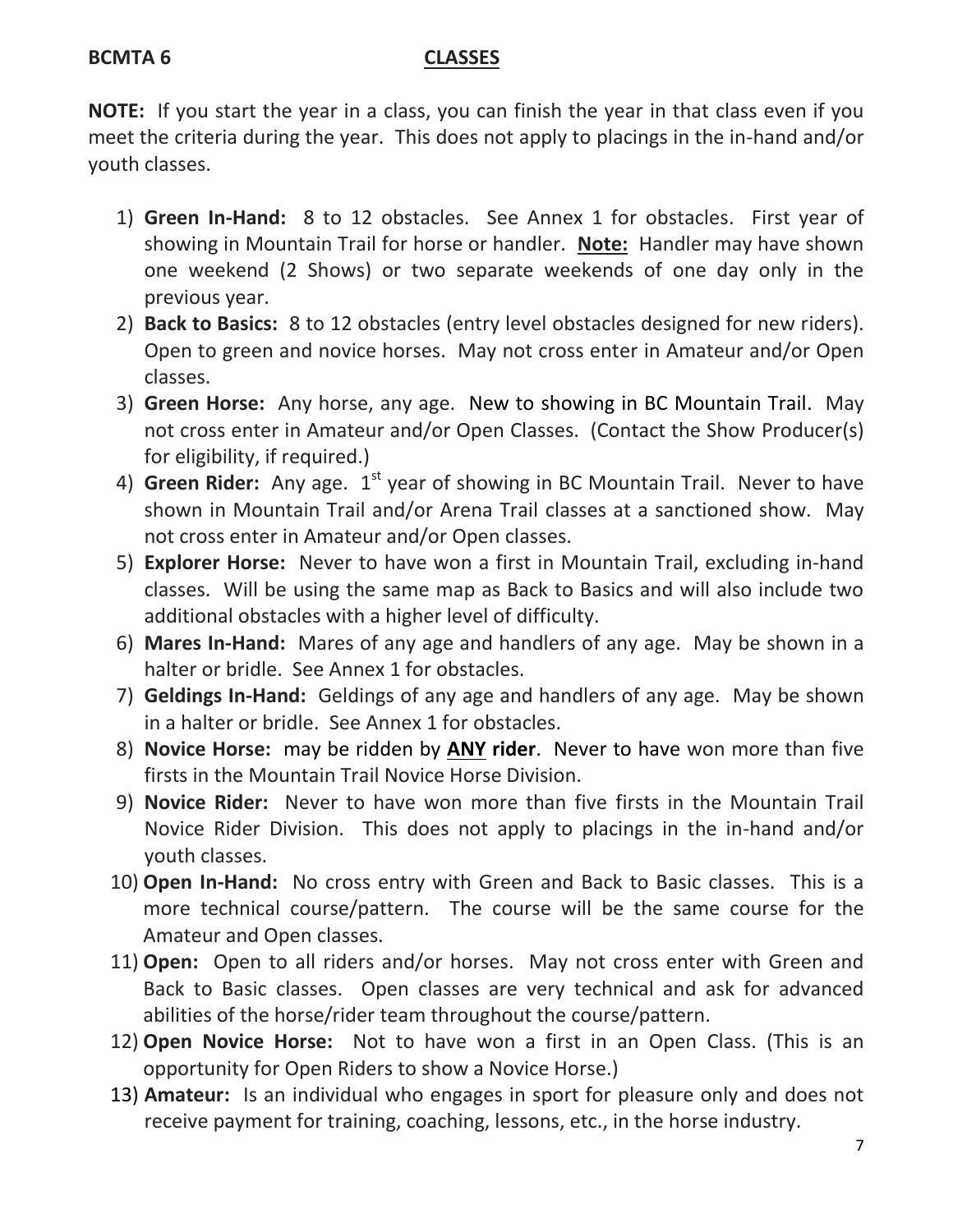**BCMTA 6** **CLASSES**

**NOTE:** If you start the year in a class, you can finish the year in that class even if you meet the criteria during the year. This does not apply to placings in the in-hand and/or youth classes.

1) **Green In-Hand:** 8 to 12 obstacles. See Annex 1 for obstacles. First year of showing in Mountain Trail for horse or handler. **Note:** Handler may have shown one weekend (2 Shows) or two separate weekends of one day only in the previous year.
2) **Back to Basics:** 8 to 12 obstacles (entry level obstacles designed for new riders). Open to green and novice horses. May not cross enter in Amateur and/or Open classes.
3) **Green Horse:** Any horse, any age. New to showing in BC Mountain Trail. May not cross enter in Amateur and/or Open Classes. (Contact the Show Producer(s) for eligibility, if required.)
4) **Green Rider:** Any age. 1st year of showing in BC Mountain Trail. Never to have shown in Mountain Trail and/or Arena Trail classes at a sanctioned show. May not cross enter in Amateur and/or Open classes.
5) **Explorer Horse:** Never to have won a first in Mountain Trail, excluding in-hand classes. Will be using the same map as Back to Basics and will also include two additional obstacles with a higher level of difficulty.
6) **Mares In-Hand:** Mares of any age and handlers of any age. May be shown in a halter or bridle. See Annex 1 for obstacles.
7) **Geldings In-Hand:** Geldings of any age and handlers of any age. May be shown in a halter or bridle. See Annex 1 for obstacles.
8) **Novice Horse:** may be ridden by **ANY rider**. Never to have won more than five firsts in the Mountain Trail Novice Horse Division.
9) **Novice Rider:** Never to have won more than five firsts in the Mountain Trail Novice Rider Division. This does not apply to placings in the in-hand and/or youth classes.
10) **Open In-Hand:** No cross entry with Green and Back to Basic classes. This is a more technical course/pattern. The course will be the same course for the Amateur and Open classes.
11) **Open:** Open to all riders and/or horses. May not cross enter with Green and Back to Basic classes. Open classes are very technical and ask for advanced abilities of the horse/rider team throughout the course/pattern.
12) **Open Novice Horse:** Not to have won a first in an Open Class. (This is an opportunity for Open Riders to show a Novice Horse.)
13) **Amateur:** Is an individual who engages in sport for pleasure only and does not receive payment for training, coaching, lessons, etc., in the horse industry.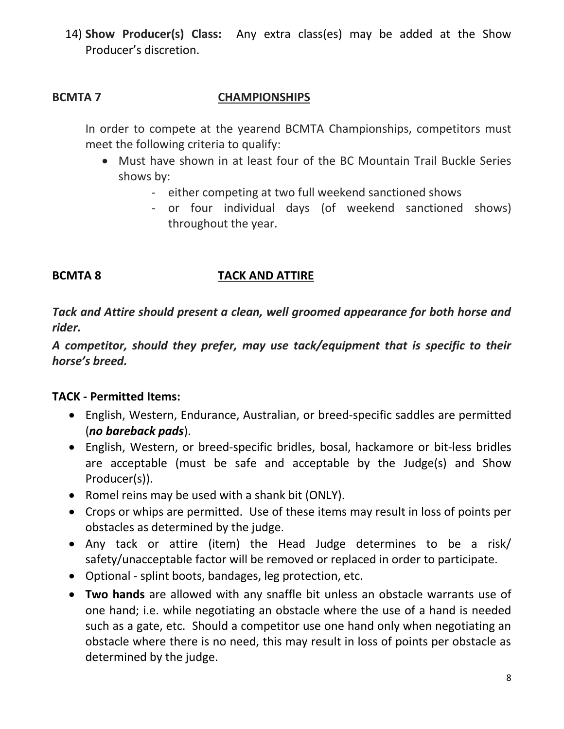14) **Show Producer(s) Class:** Any extra class(es) may be added at the Show Producer's discretion.

## BCMTA 7 CHAMPIONSHIPS

In order to compete at the yearend BCMTA Championships, competitors must meet the following criteria to qualify:

- Must have shown in at least four of the BC Mountain Trail Buckle Series shows by:
  - either competing at two full weekend sanctioned shows
  - or four individual days (of weekend sanctioned shows) throughout the year.

## BCMTA 8 TACK AND ATTIRE

***Tack and Attire should present a clean, well groomed appearance for both horse and rider.***

***A competitor, should they prefer, may use tack/equipment that is specific to their horse's breed.***

**TACK - Permitted Items:**

- English, Western, Endurance, Australian, or breed-specific saddles are permitted (***no bareback pads***).
- English, Western, or breed-specific bridles, bosal, hackamore or bit-less bridles are acceptable (must be safe and acceptable by the Judge(s) and Show Producer(s)).
- Romel reins may be used with a shank bit (ONLY).
- Crops or whips are permitted. Use of these items may result in loss of points per obstacles as determined by the judge.
- Any tack or attire (item) the Head Judge determines to be a risk/ safety/unacceptable factor will be removed or replaced in order to participate.
- Optional - splint boots, bandages, leg protection, etc.
- **Two hands** are allowed with any snaffle bit unless an obstacle warrants use of one hand; i.e. while negotiating an obstacle where the use of a hand is needed such as a gate, etc. Should a competitor use one hand only when negotiating an obstacle where there is no need, this may result in loss of points per obstacle as determined by the judge.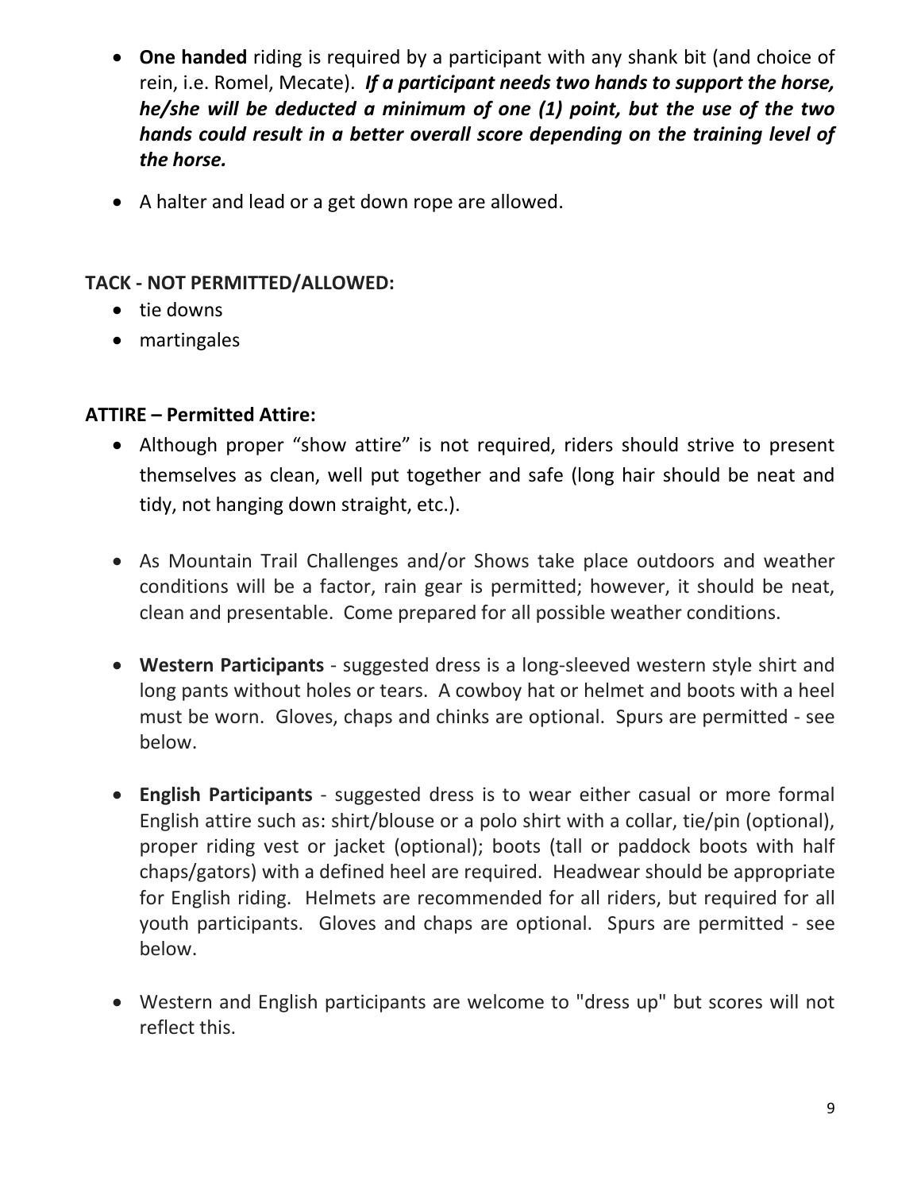- **One handed** riding is required by a participant with any shank bit (and choice of rein, i.e. Romel, Mecate). ***If a participant needs two hands to support the horse, he/she will be deducted a minimum of one (1) point, but the use of the two hands could result in a better overall score depending on the training level of the horse.***
- A halter and lead or a get down rope are allowed.

**TACK - NOT PERMITTED/ALLOWED:**

- tie downs
- martingales

**ATTIRE – Permitted Attire:**

- Although proper "show attire" is not required, riders should strive to present themselves as clean, well put together and safe (long hair should be neat and tidy, not hanging down straight, etc.).
- As Mountain Trail Challenges and/or Shows take place outdoors and weather conditions will be a factor, rain gear is permitted; however, it should be neat, clean and presentable. Come prepared for all possible weather conditions.
- **Western Participants** - suggested dress is a long-sleeved western style shirt and long pants without holes or tears. A cowboy hat or helmet and boots with a heel must be worn. Gloves, chaps and chinks are optional. Spurs are permitted - see below.
- **English Participants** - suggested dress is to wear either casual or more formal English attire such as: shirt/blouse or a polo shirt with a collar, tie/pin (optional), proper riding vest or jacket (optional); boots (tall or paddock boots with half chaps/gators) with a defined heel are required. Headwear should be appropriate for English riding. Helmets are recommended for all riders, but required for all youth participants. Gloves and chaps are optional. Spurs are permitted - see below.
- Western and English participants are welcome to "dress up" but scores will not reflect this.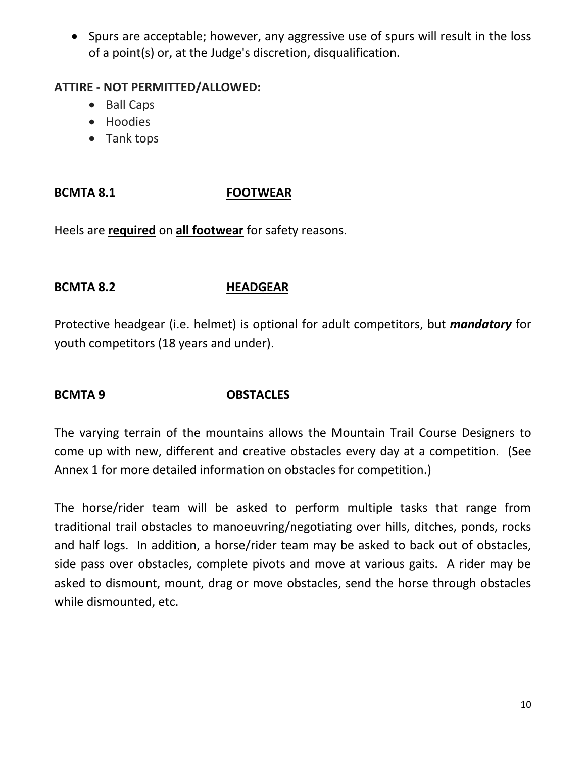- Spurs are acceptable; however, any aggressive use of spurs will result in the loss of a point(s) or, at the Judge's discretion, disqualification.

**ATTIRE - NOT PERMITTED/ALLOWED:**

- Ball Caps
- Hoodies
- Tank tops

## BCMTA 8.1 FOOTWEAR

Heels are **required** on **all footwear** for safety reasons.

## BCMTA 8.2 HEADGEAR

Protective headgear (i.e. helmet) is optional for adult competitors, but ***mandatory*** for youth competitors (18 years and under).

## BCMTA 9 OBSTACLES

The varying terrain of the mountains allows the Mountain Trail Course Designers to come up with new, different and creative obstacles every day at a competition. (See Annex 1 for more detailed information on obstacles for competition.)

The horse/rider team will be asked to perform multiple tasks that range from traditional trail obstacles to manoeuvring/negotiating over hills, ditches, ponds, rocks and half logs. In addition, a horse/rider team may be asked to back out of obstacles, side pass over obstacles, complete pivots and move at various gaits. A rider may be asked to dismount, mount, drag or move obstacles, send the horse through obstacles while dismounted, etc.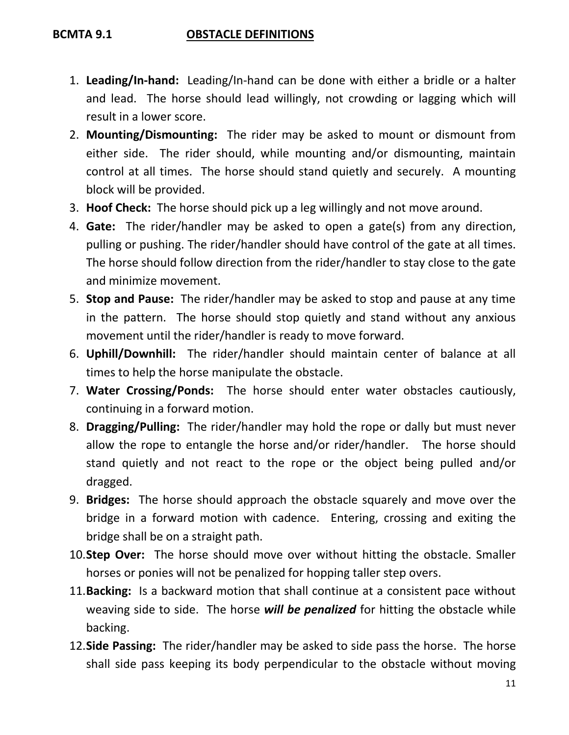**BCMTA 9.1** **OBSTACLE DEFINITIONS**

1. **Leading/In-hand:** Leading/In-hand can be done with either a bridle or a halter and lead. The horse should lead willingly, not crowding or lagging which will result in a lower score.
2. **Mounting/Dismounting:** The rider may be asked to mount or dismount from either side. The rider should, while mounting and/or dismounting, maintain control at all times. The horse should stand quietly and securely. A mounting block will be provided.
3. **Hoof Check:** The horse should pick up a leg willingly and not move around.
4. **Gate:** The rider/handler may be asked to open a gate(s) from any direction, pulling or pushing. The rider/handler should have control of the gate at all times. The horse should follow direction from the rider/handler to stay close to the gate and minimize movement.
5. **Stop and Pause:** The rider/handler may be asked to stop and pause at any time in the pattern. The horse should stop quietly and stand without any anxious movement until the rider/handler is ready to move forward.
6. **Uphill/Downhill:** The rider/handler should maintain center of balance at all times to help the horse manipulate the obstacle.
7. **Water Crossing/Ponds:** The horse should enter water obstacles cautiously, continuing in a forward motion.
8. **Dragging/Pulling:** The rider/handler may hold the rope or dally but must never allow the rope to entangle the horse and/or rider/handler. The horse should stand quietly and not react to the rope or the object being pulled and/or dragged.
9. **Bridges:** The horse should approach the obstacle squarely and move over the bridge in a forward motion with cadence. Entering, crossing and exiting the bridge shall be on a straight path.
10. **Step Over:** The horse should move over without hitting the obstacle. Smaller horses or ponies will not be penalized for hopping taller step overs.
11. **Backing:** Is a backward motion that shall continue at a consistent pace without weaving side to side. The horse ***will be penalized*** for hitting the obstacle while backing.
12. **Side Passing:** The rider/handler may be asked to side pass the horse. The horse shall side pass keeping its body perpendicular to the obstacle without moving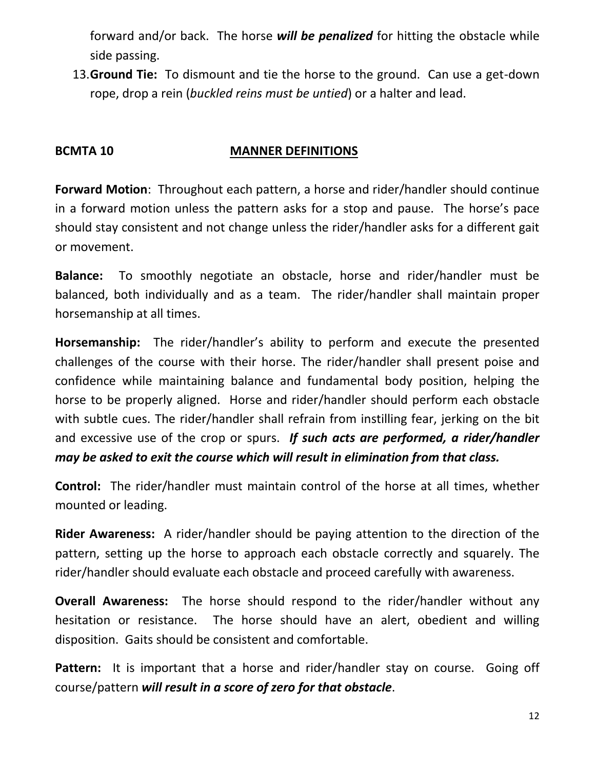forward and/or back. The horse ***will be penalized*** for hitting the obstacle while side passing.

13. **Ground Tie:** To dismount and tie the horse to the ground. Can use a get-down rope, drop a rein (*buckled reins must be untied*) or a halter and lead.

## BCMTA 10 MANNER DEFINITIONS

**Forward Motion**: Throughout each pattern, a horse and rider/handler should continue in a forward motion unless the pattern asks for a stop and pause. The horse's pace should stay consistent and not change unless the rider/handler asks for a different gait or movement.

**Balance:** To smoothly negotiate an obstacle, horse and rider/handler must be balanced, both individually and as a team. The rider/handler shall maintain proper horsemanship at all times.

**Horsemanship:** The rider/handler's ability to perform and execute the presented challenges of the course with their horse. The rider/handler shall present poise and confidence while maintaining balance and fundamental body position, helping the horse to be properly aligned. Horse and rider/handler should perform each obstacle with subtle cues. The rider/handler shall refrain from instilling fear, jerking on the bit and excessive use of the crop or spurs. ***If such acts are performed, a rider/handler may be asked to exit the course which will result in elimination from that class.***

**Control:** The rider/handler must maintain control of the horse at all times, whether mounted or leading.

**Rider Awareness:** A rider/handler should be paying attention to the direction of the pattern, setting up the horse to approach each obstacle correctly and squarely. The rider/handler should evaluate each obstacle and proceed carefully with awareness.

**Overall Awareness:** The horse should respond to the rider/handler without any hesitation or resistance. The horse should have an alert, obedient and willing disposition. Gaits should be consistent and comfortable.

**Pattern:** It is important that a horse and rider/handler stay on course. Going off course/pattern ***will result in a score of zero for that obstacle***.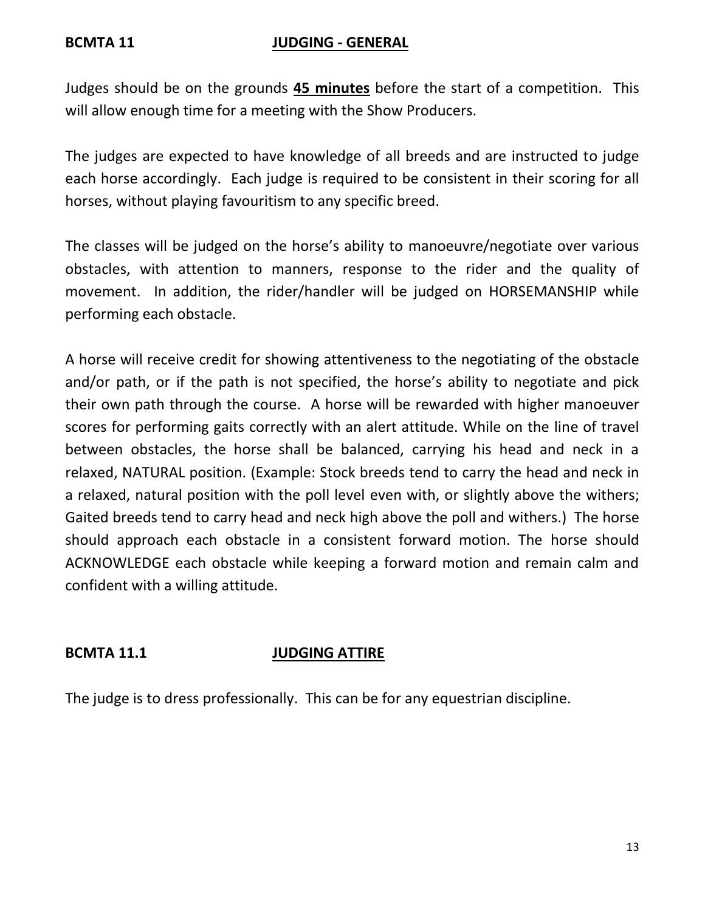## BCMTA 11 <u>JUDGING - GENERAL</u>

Judges should be on the grounds **<u>45 minutes</u>** before the start of a competition. This will allow enough time for a meeting with the Show Producers.

The judges are expected to have knowledge of all breeds and are instructed to judge each horse accordingly. Each judge is required to be consistent in their scoring for all horses, without playing favouritism to any specific breed.

The classes will be judged on the horse's ability to manoeuvre/negotiate over various obstacles, with attention to manners, response to the rider and the quality of movement. In addition, the rider/handler will be judged on HORSEMANSHIP while performing each obstacle.

A horse will receive credit for showing attentiveness to the negotiating of the obstacle and/or path, or if the path is not specified, the horse's ability to negotiate and pick their own path through the course. A horse will be rewarded with higher manoeuver scores for performing gaits correctly with an alert attitude. While on the line of travel between obstacles, the horse shall be balanced, carrying his head and neck in a relaxed, NATURAL position. (Example: Stock breeds tend to carry the head and neck in a relaxed, natural position with the poll level even with, or slightly above the withers; Gaited breeds tend to carry head and neck high above the poll and withers.) The horse should approach each obstacle in a consistent forward motion. The horse should ACKNOWLEDGE each obstacle while keeping a forward motion and remain calm and confident with a willing attitude.

## BCMTA 11.1 <u>JUDGING ATTIRE</u>

The judge is to dress professionally. This can be for any equestrian discipline.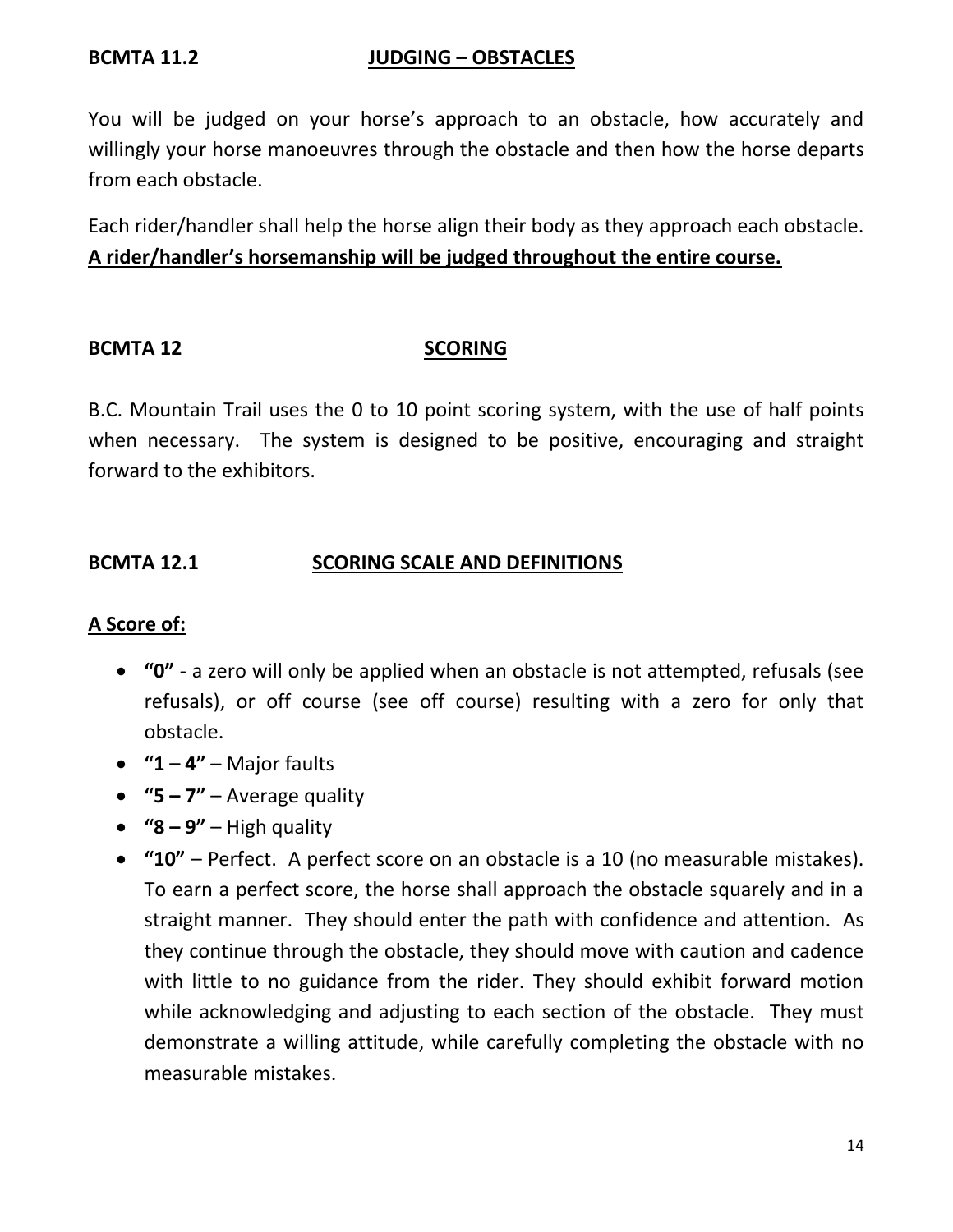**BCMTA 11.2 JUDGING – OBSTACLES**

You will be judged on your horse's approach to an obstacle, how accurately and willingly your horse manoeuvres through the obstacle and then how the horse departs from each obstacle.

Each rider/handler shall help the horse align their body as they approach each obstacle. **A rider/handler's horsemanship will be judged throughout the entire course.**

**BCMTA 12 SCORING**

B.C. Mountain Trail uses the 0 to 10 point scoring system, with the use of half points when necessary. The system is designed to be positive, encouraging and straight forward to the exhibitors.

**BCMTA 12.1 SCORING SCALE AND DEFINITIONS**

**A Score of:**

- **"0"** - a zero will only be applied when an obstacle is not attempted, refusals (see refusals), or off course (see off course) resulting with a zero for only that obstacle.
- **"1 – 4"** – Major faults
- **"5 – 7"** – Average quality
- **"8 – 9"** – High quality
- **"10"** – Perfect. A perfect score on an obstacle is a 10 (no measurable mistakes). To earn a perfect score, the horse shall approach the obstacle squarely and in a straight manner. They should enter the path with confidence and attention. As they continue through the obstacle, they should move with caution and cadence with little to no guidance from the rider. They should exhibit forward motion while acknowledging and adjusting to each section of the obstacle. They must demonstrate a willing attitude, while carefully completing the obstacle with no measurable mistakes.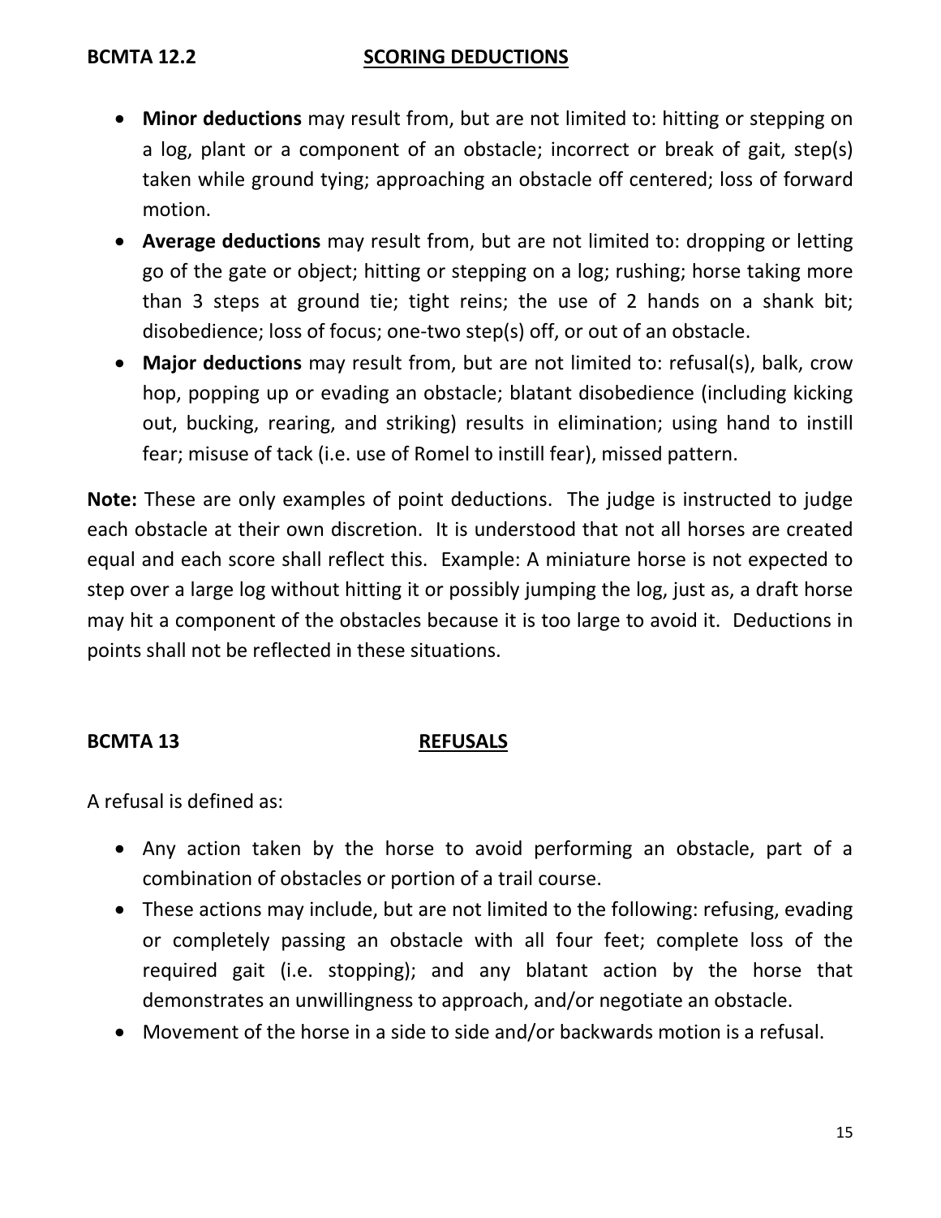## BCMTA 12.2 SCORING DEDUCTIONS

- **Minor deductions** may result from, but are not limited to: hitting or stepping on a log, plant or a component of an obstacle; incorrect or break of gait, step(s) taken while ground tying; approaching an obstacle off centered; loss of forward motion.
- **Average deductions** may result from, but are not limited to: dropping or letting go of the gate or object; hitting or stepping on a log; rushing; horse taking more than 3 steps at ground tie; tight reins; the use of 2 hands on a shank bit; disobedience; loss of focus; one-two step(s) off, or out of an obstacle.
- **Major deductions** may result from, but are not limited to: refusal(s), balk, crow hop, popping up or evading an obstacle; blatant disobedience (including kicking out, bucking, rearing, and striking) results in elimination; using hand to instill fear; misuse of tack (i.e. use of Romel to instill fear), missed pattern.

**Note:** These are only examples of point deductions. The judge is instructed to judge each obstacle at their own discretion. It is understood that not all horses are created equal and each score shall reflect this. Example: A miniature horse is not expected to step over a large log without hitting it or possibly jumping the log, just as, a draft horse may hit a component of the obstacles because it is too large to avoid it. Deductions in points shall not be reflected in these situations.

## BCMTA 13 REFUSALS

A refusal is defined as:

- Any action taken by the horse to avoid performing an obstacle, part of a combination of obstacles or portion of a trail course.
- These actions may include, but are not limited to the following: refusing, evading or completely passing an obstacle with all four feet; complete loss of the required gait (i.e. stopping); and any blatant action by the horse that demonstrates an unwillingness to approach, and/or negotiate an obstacle.
- Movement of the horse in a side to side and/or backwards motion is a refusal.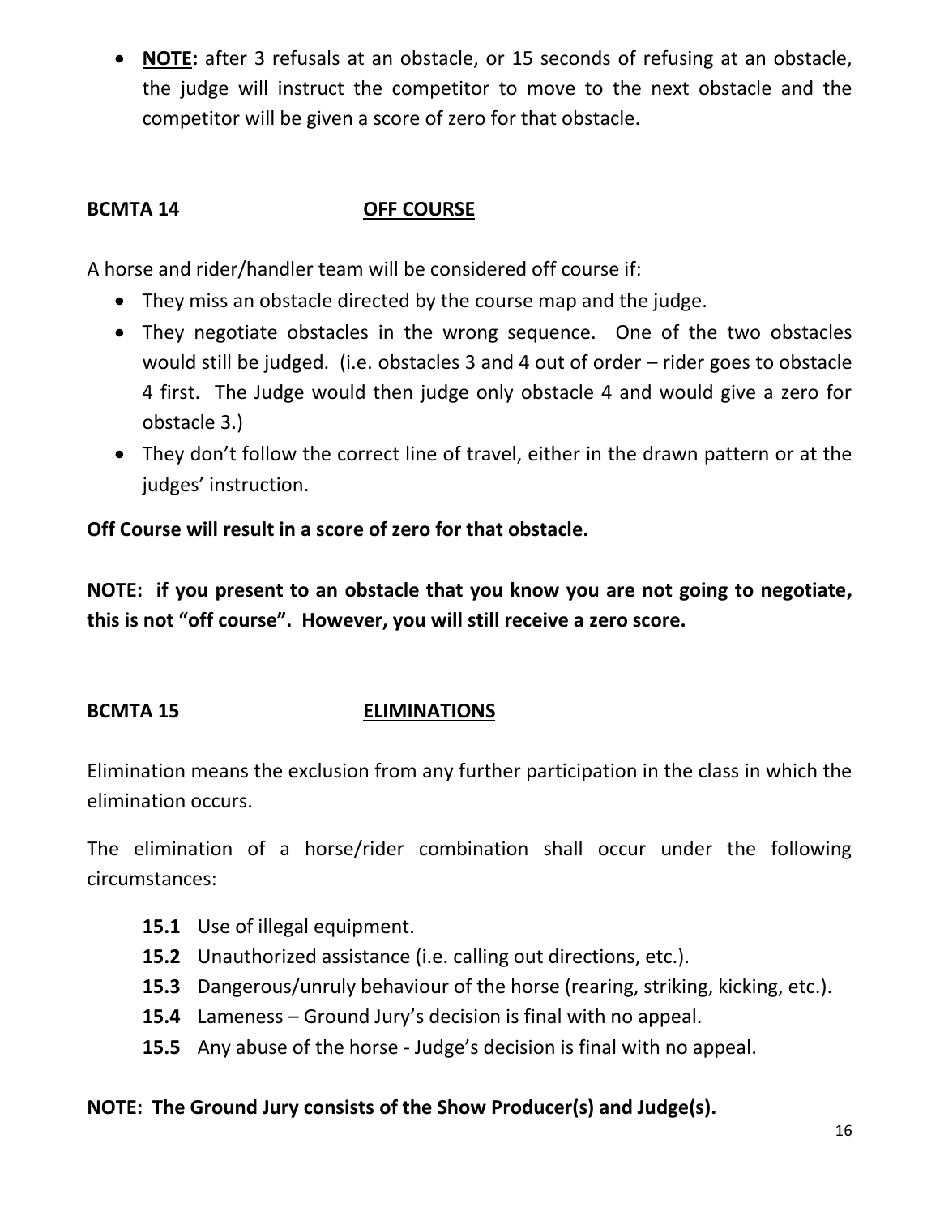- **NOTE:** after 3 refusals at an obstacle, or 15 seconds of refusing at an obstacle, the judge will instruct the competitor to move to the next obstacle and the competitor will be given a score of zero for that obstacle.

## BCMTA 14 OFF COURSE

A horse and rider/handler team will be considered off course if:

- They miss an obstacle directed by the course map and the judge.
- They negotiate obstacles in the wrong sequence. One of the two obstacles would still be judged. (i.e. obstacles 3 and 4 out of order – rider goes to obstacle 4 first. The Judge would then judge only obstacle 4 and would give a zero for obstacle 3.)
- They don't follow the correct line of travel, either in the drawn pattern or at the judges' instruction.

**Off Course will result in a score of zero for that obstacle.**

**NOTE: if you present to an obstacle that you know you are not going to negotiate, this is not "off course". However, you will still receive a zero score.**

## BCMTA 15 ELIMINATIONS

Elimination means the exclusion from any further participation in the class in which the elimination occurs.

The elimination of a horse/rider combination shall occur under the following circumstances:

**15.1** Use of illegal equipment.
**15.2** Unauthorized assistance (i.e. calling out directions, etc.).
**15.3** Dangerous/unruly behaviour of the horse (rearing, striking, kicking, etc.).
**15.4** Lameness – Ground Jury's decision is final with no appeal.
**15.5** Any abuse of the horse - Judge's decision is final with no appeal.

**NOTE: The Ground Jury consists of the Show Producer(s) and Judge(s).**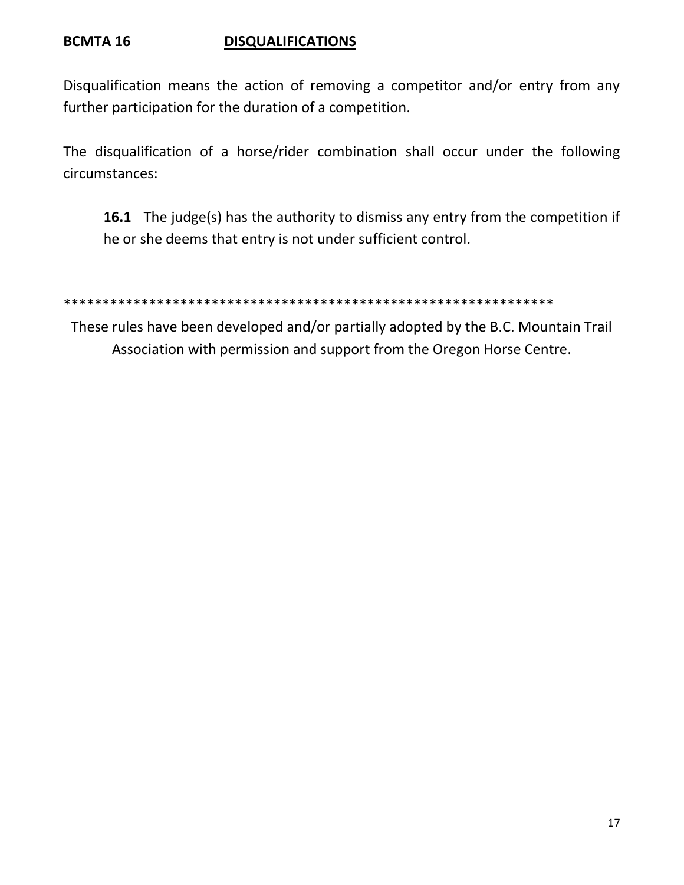## BCMTA 16 DISQUALIFICATIONS

Disqualification means the action of removing a competitor and/or entry from any further participation for the duration of a competition.

The disqualification of a horse/rider combination shall occur under the following circumstances:

> **16.1** The judge(s) has the authority to dismiss any entry from the competition if he or she deems that entry is not under sufficient control.

*****************************************************************

These rules have been developed and/or partially adopted by the B.C. Mountain Trail Association with permission and support from the Oregon Horse Centre.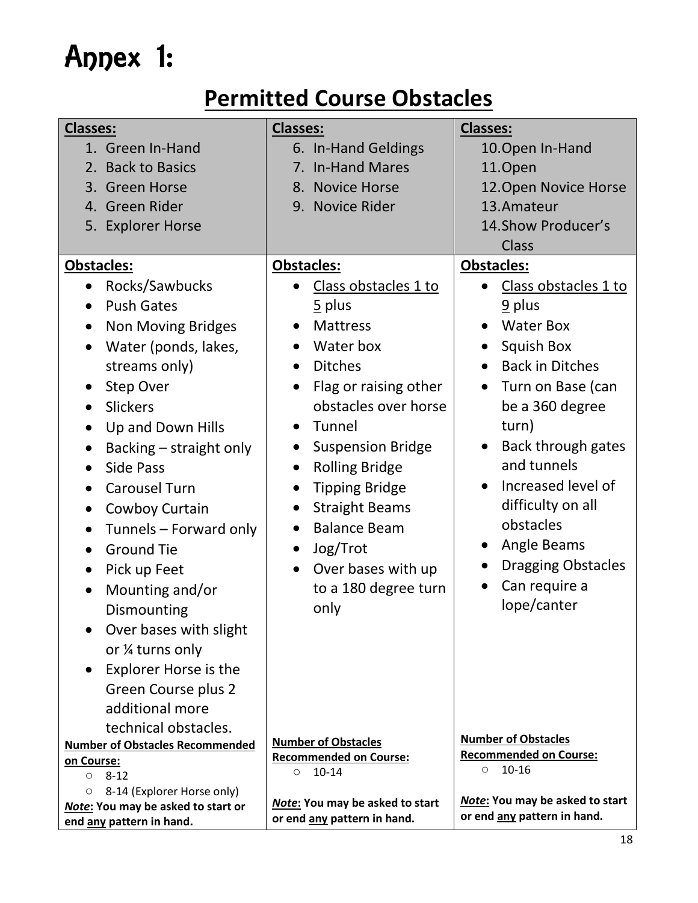# Annex 1:

## Permitted Course Obstacles

| **Classes:**<br>1. Green In-Hand<br>2. Back to Basics<br>3. Green Horse<br>4. Green Rider<br>5. Explorer Horse | **Classes:**<br>6. In-Hand Geldings<br>7. In-Hand Mares<br>8. Novice Horse<br>9. Novice Rider | **Classes:**<br>10. Open In-Hand<br>11. Open<br>12. Open Novice Horse<br>13. Amateur<br>14. Show Producer's Class |
|---|---|---|
| **Obstacles:**<br>• Rocks/Sawbucks<br>• Push Gates<br>• Non Moving Bridges<br>• Water (ponds, lakes, streams only)<br>• Step Over<br>• Slickers<br>• Up and Down Hills<br>• Backing – straight only<br>• Side Pass<br>• Carousel Turn<br>• Cowboy Curtain<br>• Tunnels – Forward only<br>• Ground Tie<br>• Pick up Feet<br>• Mounting and/or Dismounting<br>• Over bases with slight or ¼ turns only<br>• Explorer Horse is the Green Course plus 2 additional more technical obstacles. | **Obstacles:**<br>• Class obstacles 1 to 5 plus<br>• Mattress<br>• Water box<br>• Ditches<br>• Flag or raising other obstacles over horse<br>• Tunnel<br>• Suspension Bridge<br>• Rolling Bridge<br>• Tipping Bridge<br>• Straight Beams<br>• Balance Beam<br>• Jog/Trot<br>• Over bases with up to a 180 degree turn only | **Obstacles:**<br>• Class obstacles 1 to 9 plus<br>• Water Box<br>• Squish Box<br>• Back in Ditches<br>• Turn on Base (can be a 360 degree turn)<br>• Back through gates and tunnels<br>• Increased level of difficulty on all obstacles<br>• Angle Beams<br>• Dragging Obstacles<br>• Can require a lope/canter |
| **Number of Obstacles Recommended on Course:**<br>○ 8-12<br>○ 8-14 (Explorer Horse only)<br>***Note*: You may be asked to start or end any pattern in hand.** | **Number of Obstacles Recommended on Course:**<br>○ 10-14<br><br>***Note*: You may be asked to start or end any pattern in hand.** | **Number of Obstacles Recommended on Course:**<br>○ 10-16<br><br>***Note*: You may be asked to start or end any pattern in hand.** |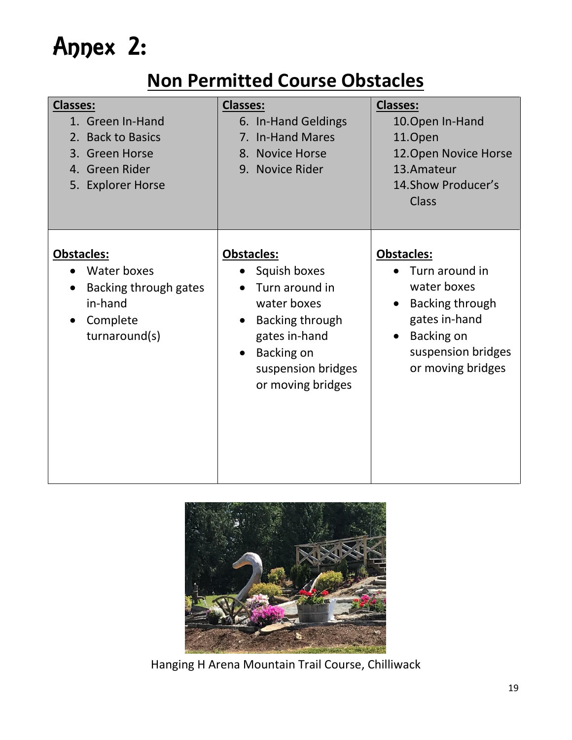# Annex 2:

## Non Permitted Course Obstacles

| **Classes:**<br>1. Green In-Hand<br>2. Back to Basics<br>3. Green Horse<br>4. Green Rider<br>5. Explorer Horse | **Classes:**<br>6. In-Hand Geldings<br>7. In-Hand Mares<br>8. Novice Horse<br>9. Novice Rider | **Classes:**<br>10. Open In-Hand<br>11. Open<br>12. Open Novice Horse<br>13. Amateur<br>14. Show Producer's Class |
|---|---|---|
| **Obstacles:**<br>• Water boxes<br>• Backing through gates in-hand<br>• Complete turnaround(s) | **Obstacles:**<br>• Squish boxes<br>• Turn around in water boxes<br>• Backing through gates in-hand<br>• Backing on suspension bridges or moving bridges | **Obstacles:**<br>• Turn around in water boxes<br>• Backing through gates in-hand<br>• Backing on suspension bridges or moving bridges |

Hanging H Arena Mountain Trail Course, Chilliwack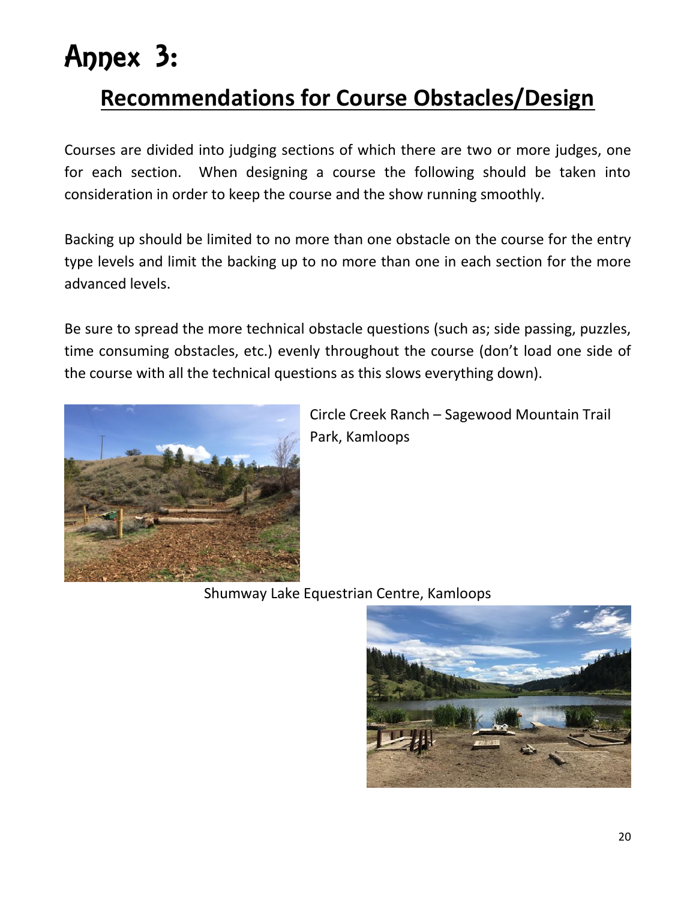# Annex 3:

## Recommendations for Course Obstacles/Design

Courses are divided into judging sections of which there are two or more judges, one for each section. When designing a course the following should be taken into consideration in order to keep the course and the show running smoothly.

Backing up should be limited to no more than one obstacle on the course for the entry type levels and limit the backing up to no more than one in each section for the more advanced levels.

Be sure to spread the more technical obstacle questions (such as; side passing, puzzles, time consuming obstacles, etc.) evenly throughout the course (don't load one side of the course with all the technical questions as this slows everything down).

Circle Creek Ranch – Sagewood Mountain Trail Park, Kamloops

Shumway Lake Equestrian Centre, Kamloops